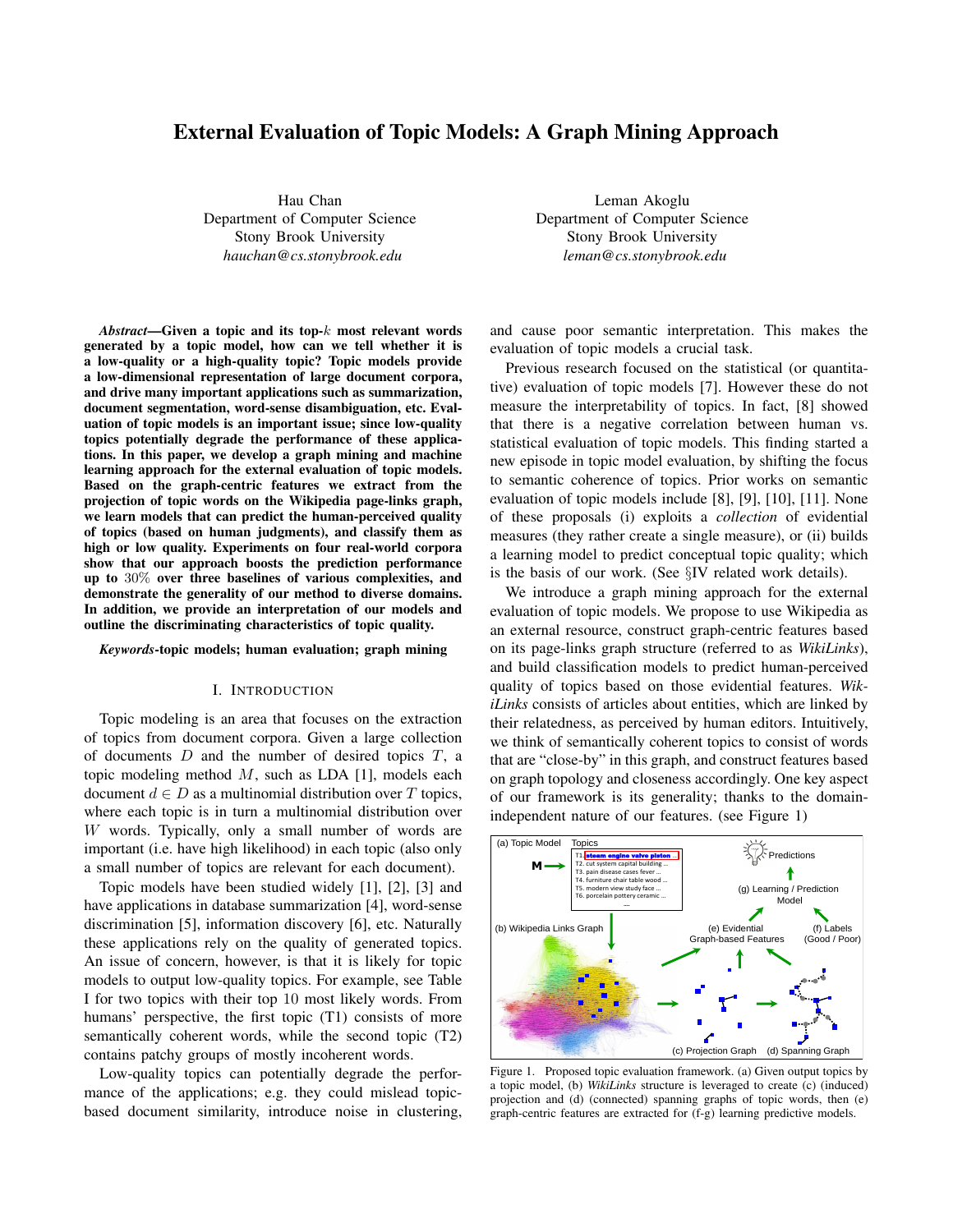# External Evaluation of Topic Models: A Graph Mining Approach

Hau Chan
Department of Computer Science
Stony Brook University
*hauchan@cs.stonybrook.edu*

Leman Akoglu
Department of Computer Science
Stony Brook University
*leman@cs.stonybrook.edu*

***Abstract*—Given a topic and its top-$k$ most relevant words generated by a topic model, how can we tell whether it is a low-quality or a high-quality topic? Topic models provide a low-dimensional representation of large document corpora, and drive many important applications such as summarization, document segmentation, word-sense disambiguation, etc. Evaluation of topic models is an important issue; since low-quality topics potentially degrade the performance of these applications. In this paper, we develop a graph mining and machine learning approach for the external evaluation of topic models. Based on the graph-centric features we extract from the projection of topic words on the Wikipedia page-links graph, we learn models that can predict the human-perceived quality of topics (based on human judgments), and classify them as high or low quality. Experiments on four real-world corpora show that our approach boosts the prediction performance up to 30% over three baselines of various complexities, and demonstrate the generality of our method to diverse domains. In addition, we provide an interpretation of our models and outline the discriminating characteristics of topic quality.**

***Keywords*-topic models; human evaluation; graph mining**

## I. Introduction

Topic modeling is an area that focuses on the extraction of topics from document corpora. Given a large collection of documents $D$ and the number of desired topics $T$, a topic modeling method $M$, such as LDA [1], models each document $d \in D$ as a multinomial distribution over $T$ topics, where each topic is in turn a multinomial distribution over $W$ words. Typically, only a small number of words are important (i.e. have high likelihood) in each topic (also only a small number of topics are relevant for each document).

Topic models have been studied widely [1], [2], [3] and have applications in database summarization [4], word-sense discrimination [5], information discovery [6], etc. Naturally these applications rely on the quality of generated topics. An issue of concern, however, is that it is likely for topic models to output low-quality topics. For example, see Table I for two topics with their top 10 most likely words. From humans' perspective, the first topic (T1) consists of more semantically coherent words, while the second topic (T2) contains patchy groups of mostly incoherent words.

Low-quality topics can potentially degrade the performance of the applications; e.g. they could mislead topic-based document similarity, introduce noise in clustering, and cause poor semantic interpretation. This makes the evaluation of topic models a crucial task.

Previous research focused on the statistical (or quantitative) evaluation of topic models [7]. However these do not measure the interpretability of topics. In fact, [8] showed that there is a negative correlation between human vs. statistical evaluation of topic models. This finding started a new episode in topic model evaluation, by shifting the focus to semantic coherence of topics. Prior works on semantic evaluation of topic models include [8], [9], [10], [11]. None of these proposals (i) exploits a *collection* of evidential measures (they rather create a single measure), or (ii) builds a learning model to predict conceptual topic quality; which is the basis of our work. (See §IV related work details).

We introduce a graph mining approach for the external evaluation of topic models. We propose to use Wikipedia as an external resource, construct graph-centric features based on its page-links graph structure (referred to as *WikiLinks*), and build classification models to predict human-perceived quality of topics based on those evidential features. *WikiLinks* consists of articles about entities, which are linked by their relatedness, as perceived by human editors. Intuitively, we think of semantically coherent topics to consist of words that are "close-by" in this graph, and construct features based on graph topology and closeness accordingly. One key aspect of our framework is its generality; thanks to the domain-independent nature of our features. (see Figure 1)

Figure 1. Proposed topic evaluation framework. (a) Given output topics by a topic model, (b) *WikiLinks* structure is leveraged to create (c) (induced) projection and (d) (connected) spanning graphs of topic words, then (e) graph-centric features are extracted for (f-g) learning predictive models.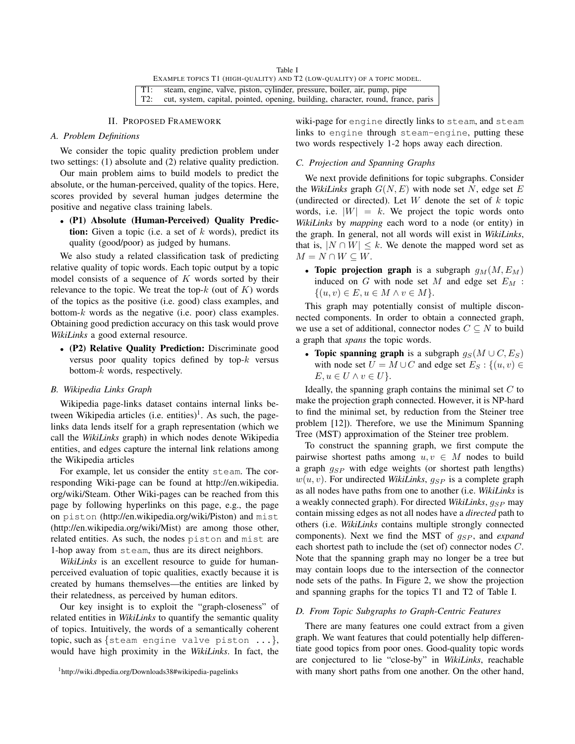Table I
EXAMPLE TOPICS T1 (HIGH-QUALITY) AND T2 (LOW-QUALITY) OF A TOPIC MODEL.

| | |
|---|---|
| T1: | steam, engine, valve, piston, cylinder, pressure, boiler, air, pump, pipe |
| T2: | cut, system, capital, pointed, opening, building, character, round, france, paris |

## II. PROPOSED FRAMEWORK

### A. Problem Definitions

We consider the topic quality prediction problem under two settings: (1) absolute and (2) relative quality prediction.

Our main problem aims to build models to predict the absolute, or the human-perceived, quality of the topics. Here, scores provided by several human judges determine the positive and negative class training labels.

- **(P1) Absolute (Human-Perceived) Quality Prediction:** Given a topic (i.e. a set of $k$ words), predict its quality (good/poor) as judged by humans.

We also study a related classification task of predicting relative quality of topic words. Each topic output by a topic model consists of a sequence of $K$ words sorted by their relevance to the topic. We treat the top-$k$ (out of $K$) words of the topics as the positive (i.e. good) class examples, and bottom-$k$ words as the negative (i.e. poor) class examples. Obtaining good prediction accuracy on this task would prove *WikiLinks* a good external resource.

- **(P2) Relative Quality Prediction:** Discriminate good versus poor quality topics defined by top-$k$ versus bottom-$k$ words, respectively.

### B. Wikipedia Links Graph

Wikipedia page-links dataset contains internal links between Wikipedia articles (i.e. entities)[1]. As such, the page-links data lends itself for a graph representation (which we call the *WikiLinks* graph) in which nodes denote Wikipedia entities, and edges capture the internal link relations among the Wikipedia articles

For example, let us consider the entity `steam`. The corresponding Wiki-page can be found at http://en.wikipedia.org/wiki/Steam. Other Wiki-pages can be reached from this page by following hyperlinks on this page, e.g., the page on `piston` (http://en.wikipedia.org/wiki/Piston) and `mist` (http://en.wikipedia.org/wiki/Mist) are among those other, related entities. As such, the nodes `piston` and `mist` are 1-hop away from `steam`, thus are its direct neighbors.

*WikiLinks* is an excellent resource to guide for human-perceived evaluation of topic qualities, exactly because it is created by humans themselves—the entities are linked by their relatedness, as perceived by human editors.

Our key insight is to exploit the "graph-closeness" of related entities in *WikiLinks* to quantify the semantic quality of topics. Intuitively, the words of a semantically coherent topic, such as {`steam engine valve piston ...`}, would have high proximity in the *WikiLinks*. In fact, the wiki-page for `engine` directly links to `steam`, and `steam` links to `engine` through `steam-engine`, putting these two words respectively 1-2 hops away each direction.

[1] http://wiki.dbpedia.org/Downloads38#wikipedia-pagelinks

### C. Projection and Spanning Graphs

We next provide definitions for topic subgraphs. Consider the *WikiLinks* graph $G(N, E)$ with node set $N$, edge set $E$ (undirected or directed). Let $W$ denote the set of $k$ topic words, i.e. $|W| = k$. We project the topic words onto *WikiLinks* by *mapping* each word to a node (or entity) in the graph. In general, not all words will exist in *WikiLinks*, that is, $|N \cap W| \leq k$. We denote the mapped word set as $M = N \cap W \subseteq W$.

- **Topic projection graph** is a subgraph $g_M(M, E_M)$ induced on $G$ with node set $M$ and edge set $E_M$ : $\{(u, v) \in E, u \in M \wedge v \in M\}$.

This graph may potentially consist of multiple disconnected components. In order to obtain a connected graph, we use a set of additional, connector nodes $C \subseteq N$ to build a graph that *spans* the topic words.

- **Topic spanning graph** is a subgraph $g_S(M \cup C, E_S)$ with node set $U = M \cup C$ and edge set $E_S$ : $\{(u, v) \in E, u \in U \wedge v \in U\}$.

Ideally, the spanning graph contains the minimal set $C$ to make the projection graph connected. However, it is NP-hard to find the minimal set, by reduction from the Steiner tree problem [12]). Therefore, we use the Minimum Spanning Tree (MST) approximation of the Steiner tree problem.

To construct the spanning graph, we first compute the pairwise shortest paths among $u, v \in M$ nodes to build a graph $g_{SP}$ with edge weights (or shortest path lengths) $w(u, v)$. For undirected *WikiLinks*, $g_{SP}$ is a complete graph as all nodes have paths from one to another (i.e. *WikiLinks* is a weakly connected graph). For directed *WikiLinks*, $g_{SP}$ may contain missing edges as not all nodes have a *directed* path to others (i.e. *WikiLinks* contains multiple strongly connected components). Next we find the MST of $g_{SP}$, and *expand* each shortest path to include the (set of) connector nodes $C$. Note that the spanning graph may no longer be a tree but may contain loops due to the intersection of the connector node sets of the paths. In Figure 2, we show the projection and spanning graphs for the topics T1 and T2 of Table I.

### D. From Topic Subgraphs to Graph-Centric Features

There are many features one could extract from a given graph. We want features that could potentially help differentiate good topics from poor ones. Good-quality topic words are conjectured to lie "close-by" in *WikiLinks*, reachable with many short paths from one another. On the other hand,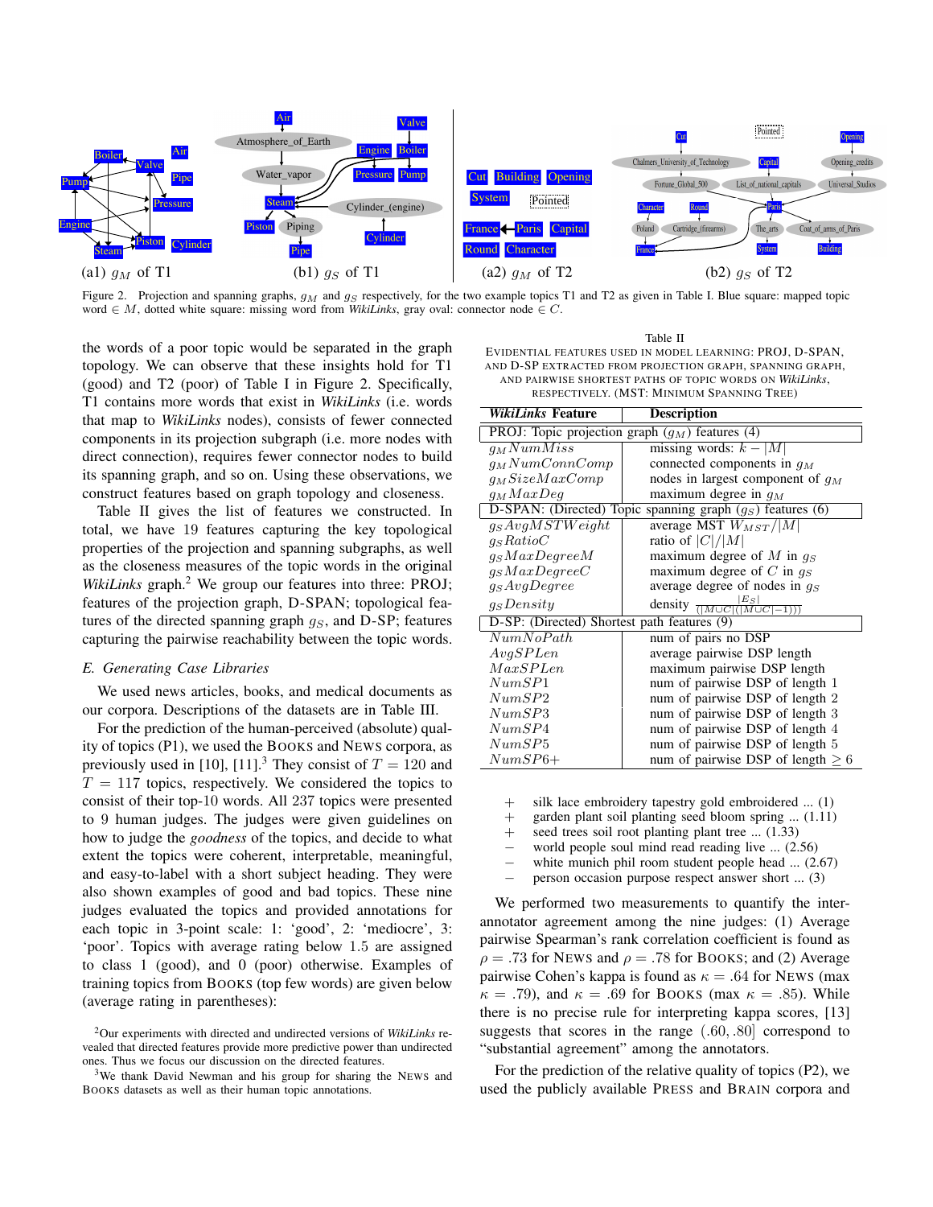Figure 2. Projection and spanning graphs, $g_M$ and $g_S$ respectively, for the two example topics T1 and T2 as given in Table I. Blue square: mapped topic word $\in M$, dotted white square: missing word from *WikiLinks*, gray oval: connector node $\in C$.

the words of a poor topic would be separated in the graph topology. We can observe that these insights hold for T1 (good) and T2 (poor) of Table I in Figure 2. Specifically, T1 contains more words that exist in *WikiLinks* (i.e. words that map to *WikiLinks* nodes), consists of fewer connected components in its projection subgraph (i.e. more nodes with direct connection), requires fewer connector nodes to build its spanning graph, and so on. Using these observations, we construct features based on graph topology and closeness.

Table II gives the list of features we constructed. In total, we have 19 features capturing the key topological properties of the projection and spanning subgraphs, as well as the closeness measures of the topic words in the original *WikiLinks* graph.[2] We group our features into three: PROJ; features of the projection graph, D-SPAN; topological features of the directed spanning graph $g_S$, and D-SP; features capturing the pairwise reachability between the topic words.

### E. Generating Case Libraries

We used news articles, books, and medical documents as our corpora. Descriptions of the datasets are in Table III.

For the prediction of the human-perceived (absolute) quality of topics (P1), we used the BOOKS and NEWS corpora, as previously used in [10], [11].[3] They consist of $T = 120$ and $T = 117$ topics, respectively. We considered the topics to consist of their top-10 words. All 237 topics were presented to 9 human judges. The judges were given guidelines on how to judge the *goodness* of the topics, and decide to what extent the topics were coherent, interpretable, meaningful, and easy-to-label with a short subject heading. They were also shown examples of good and bad topics. These nine judges evaluated the topics and provided annotations for each topic in 3-point scale: 1: 'good', 2: 'mediocre', 3: 'poor'. Topics with average rating below 1.5 are assigned to class 1 (good), and 0 (poor) otherwise. Examples of training topics from BOOKS (top few words) are given below (average rating in parentheses):

[2] Our experiments with directed and undirected versions of *WikiLinks* revealed that directed features provide more predictive power than undirected ones. Thus we focus our discussion on the directed features.

[3] We thank David Newman and his group for sharing the NEWS and BOOKS datasets as well as their human topic annotations.

Table II
EVIDENTIAL FEATURES USED IN MODEL LEARNING: PROJ, D-SPAN, AND D-SP EXTRACTED FROM PROJECTION GRAPH, SPANNING GRAPH, AND PAIRWISE SHORTEST PATHS OF TOPIC WORDS ON *WikiLinks*, RESPECTIVELY. (MST: MINIMUM SPANNING TREE)

| *WikiLinks* Feature | Description |
|---|---|
| PROJ: Topic projection graph ($g_M$) features (4) | |
| $g_M NumMiss$ | missing words: $k - \lvert M \rvert$ |
| $g_M NumConnComp$ | connected components in $g_M$ |
| $g_M SizeMaxComp$ | nodes in largest component of $g_M$ |
| $g_M MaxDeg$ | maximum degree in $g_M$ |
| D-SPAN: (Directed) Topic spanning graph ($g_S$) features (6) | |
| $g_S AvgMSTWeight$ | average MST $W_{MST}/\lvert M \rvert$ |
| $g_S RatioC$ | ratio of $\lvert C \rvert / \lvert M \rvert$ |
| $g_S MaxDegreeM$ | maximum degree of $M$ in $g_S$ |
| $g_S MaxDegreeC$ | maximum degree of $C$ in $g_S$ |
| $g_S AvgDegree$ | average degree of nodes in $g_S$ |
| $g_S Density$ | density $\frac{\lvert E_S \rvert}{(\lvert M \cup C \rvert(\lvert M \cup C \rvert - 1))}$ |
| D-SP: (Directed) Shortest path features (9) | |
| $NumNoPath$ | num of pairs no DSP |
| $AvgSPLen$ | average pairwise DSP length |
| $MaxSPLen$ | maximum pairwise DSP length |
| $NumSP1$ | num of pairwise DSP of length 1 |
| $NumSP2$ | num of pairwise DSP of length 2 |
| $NumSP3$ | num of pairwise DSP of length 3 |
| $NumSP4$ | num of pairwise DSP of length 4 |
| $NumSP5$ | num of pairwise DSP of length 5 |
| $NumSP6+$ | num of pairwise DSP of length $\geq 6$ |

+ silk lace embroidery tapestry gold embroidered ... (1)
+ garden plant soil planting seed bloom spring ... (1.11)
+ seed trees soil root planting plant tree ... (1.33)
− world people soul mind read reading live ... (2.56)
− white munich phil room student people head ... (2.67)
− person occasion purpose respect answer short ... (3)

We performed two measurements to quantify the inter-annotator agreement among the nine judges: (1) Average pairwise Spearman's rank correlation coefficient is found as $\rho = .73$ for NEWS and $\rho = .78$ for BOOKS; and (2) Average pairwise Cohen's kappa is found as $\kappa = .64$ for NEWS (max $\kappa = .79$), and $\kappa = .69$ for BOOKS (max $\kappa = .85$). While there is no precise rule for interpreting kappa scores, [13] suggests that scores in the range $(.60, .80]$ correspond to "substantial agreement" among the annotators.

For the prediction of the relative quality of topics (P2), we used the publicly available PRESS and BRAIN corpora and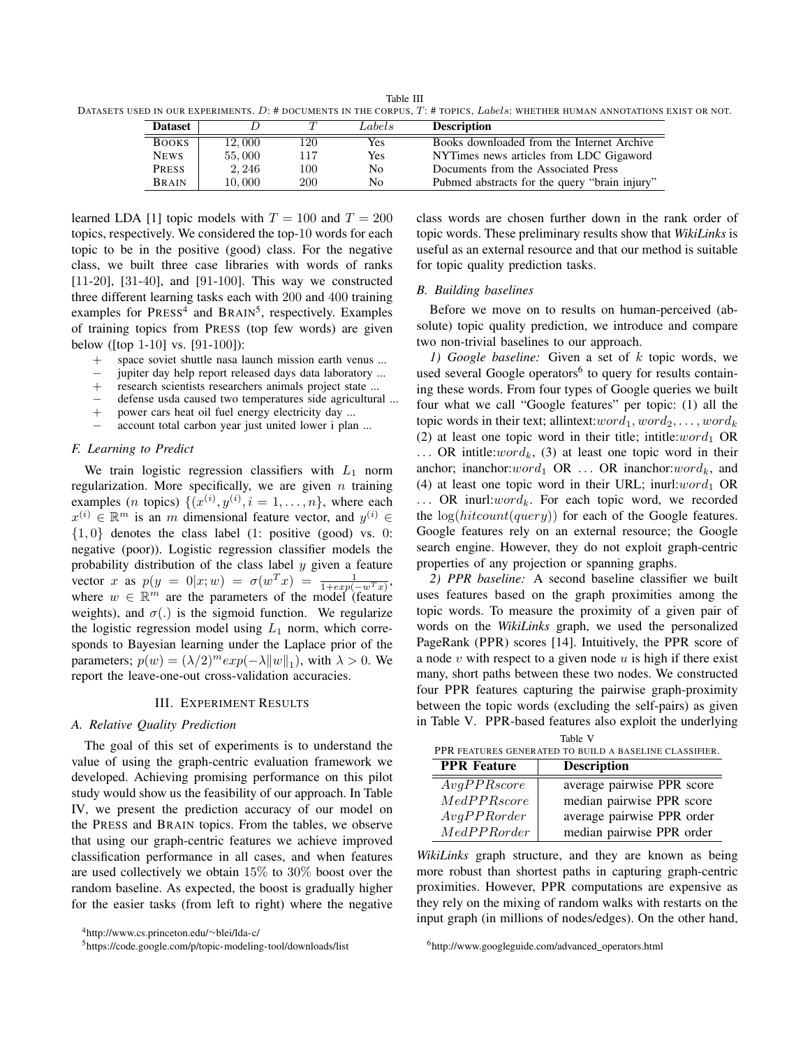Table III

DATASETS USED IN OUR EXPERIMENTS. $D$: # DOCUMENTS IN THE CORPUS, $T$: # TOPICS, $Labels$: WHETHER HUMAN ANNOTATIONS EXIST OR NOT.

| Dataset | $D$ | $T$ | $Labels$ | Description |
|---|---|---|---|---|
| BOOKS | $12,000$ | $120$ | Yes | Books downloaded from the Internet Archive |
| NEWS | $55,000$ | $117$ | Yes | NYTimes news articles from LDC Gigaword |
| PRESS | $2,246$ | $100$ | No | Documents from the Associated Press |
| BRAIN | $10,000$ | $200$ | No | Pubmed abstracts for the query "brain injury" |

learned LDA [1] topic models with $T = 100$ and $T = 200$ topics, respectively. We considered the top-10 words for each topic to be in the positive (good) class. For the negative class, we built three case libraries with words of ranks [11-20], [31-40], and [91-100]. This way we constructed three different learning tasks each with 200 and 400 training examples for PRESS[4] and BRAIN[5], respectively. Examples of training topics from PRESS (top few words) are given below ([top 1-10] vs. [91-100]):

+ space soviet shuttle nasa launch mission earth venus ...
− jupiter day help report released days data laboratory ...
+ research scientists researchers animals project state ...
− defense usda caused two temperatures side agricultural ...
+ power cars heat oil fuel energy electricity day ...
− account total carbon year just united lower i plan ...

### F. Learning to Predict

We train logistic regression classifiers with $L_1$ norm regularization. More specifically, we are given $n$ training examples ($n$ topics) $\{(x^{(i)}, y^{(i)}, i = 1, \ldots, n\}$, where each $x^{(i)} \in \mathbb{R}^m$ is an $m$ dimensional feature vector, and $y^{(i)} \in \{1, 0\}$ denotes the class label (1: positive (good) vs. 0: negative (poor)). Logistic regression classifier models the probability distribution of the class label $y$ given a feature vector $x$ as $p(y = 0|x; w) = \sigma(w^T x) = \frac{1}{1+exp(-w^T x)}$, where $w \in \mathbb{R}^m$ are the parameters of the model (feature weights), and $\sigma(.)$ is the sigmoid function. We regularize the logistic regression model using $L_1$ norm, which corresponds to Bayesian learning under the Laplace prior of the parameters; $p(w) = (\lambda/2)^m exp(-\lambda \|w\|_1)$, with $\lambda > 0$. We report the leave-one-out cross-validation accuracies.

## III. EXPERIMENT RESULTS

### A. Relative Quality Prediction

The goal of this set of experiments is to understand the value of using the graph-centric evaluation framework we developed. Achieving promising performance on this pilot study would show us the feasibility of our approach. In Table IV, we present the prediction accuracy of our model on the PRESS and BRAIN topics. From the tables, we observe that using our graph-centric features we achieve improved classification performance in all cases, and when features are used collectively we obtain 15% to 30% boost over the random baseline. As expected, the boost is gradually higher for the easier tasks (from left to right) where the negative class words are chosen further down in the rank order of topic words. These preliminary results show that *WikiLinks* is useful as an external resource and that our method is suitable for topic quality prediction tasks.

### B. Building baselines

Before we move on to results on human-perceived (absolute) topic quality prediction, we introduce and compare two non-trivial baselines to our approach.

*1) Google baseline:* Given a set of $k$ topic words, we used several Google operators[6] to query for results containing these words. From four types of Google queries we built four what we call "Google features" per topic: (1) all the topic words in their text; allintext:$word_1, word_2, \ldots, word_k$ (2) at least one topic word in their title; intitle:$word_1$ OR ... OR intitle:$word_k$, (3) at least one topic word in their anchor; inanchor:$word_1$ OR ... OR inanchor:$word_k$, and (4) at least one topic word in their URL; inurl:$word_1$ OR ... OR inurl:$word_k$. For each topic word, we recorded the $\log(hitcount(query))$ for each of the Google features. Google features rely on an external resource; the Google search engine. However, they do not exploit graph-centric properties of any projection or spanning graphs.

*2) PPR baseline:* A second baseline classifier we built uses features based on the graph proximities among the topic words. To measure the proximity of a given pair of words on the *WikiLinks* graph, we used the personalized PageRank (PPR) scores [14]. Intuitively, the PPR score of a node $v$ with respect to a given node $u$ is high if there exist many, short paths between these two nodes. We constructed four PPR features capturing the pairwise graph-proximity between the topic words (excluding the self-pairs) as given in Table V. PPR-based features also exploit the underlying *WikiLinks* graph structure, and they are known as being more robust than shortest paths in capturing graph-centric proximities. However, PPR computations are expensive as they rely on the mixing of random walks with restarts on the input graph (in millions of nodes/edges). On the other hand,

Table V

PPR FEATURES GENERATED TO BUILD A BASELINE CLASSIFIER.

| PPR Feature | Description |
|---|---|
| $AvgPPRscore$ | average pairwise PPR score |
| $MedPPRscore$ | median pairwise PPR score |
| $AvgPPRorder$ | average pairwise PPR order |
| $MedPPRorder$ | median pairwise PPR order |

[4] http://www.cs.princeton.edu/~blei/lda-c/

[5] https://code.google.com/p/topic-modeling-tool/downloads/list

[6] http://www.googleguide.com/advanced_operators.html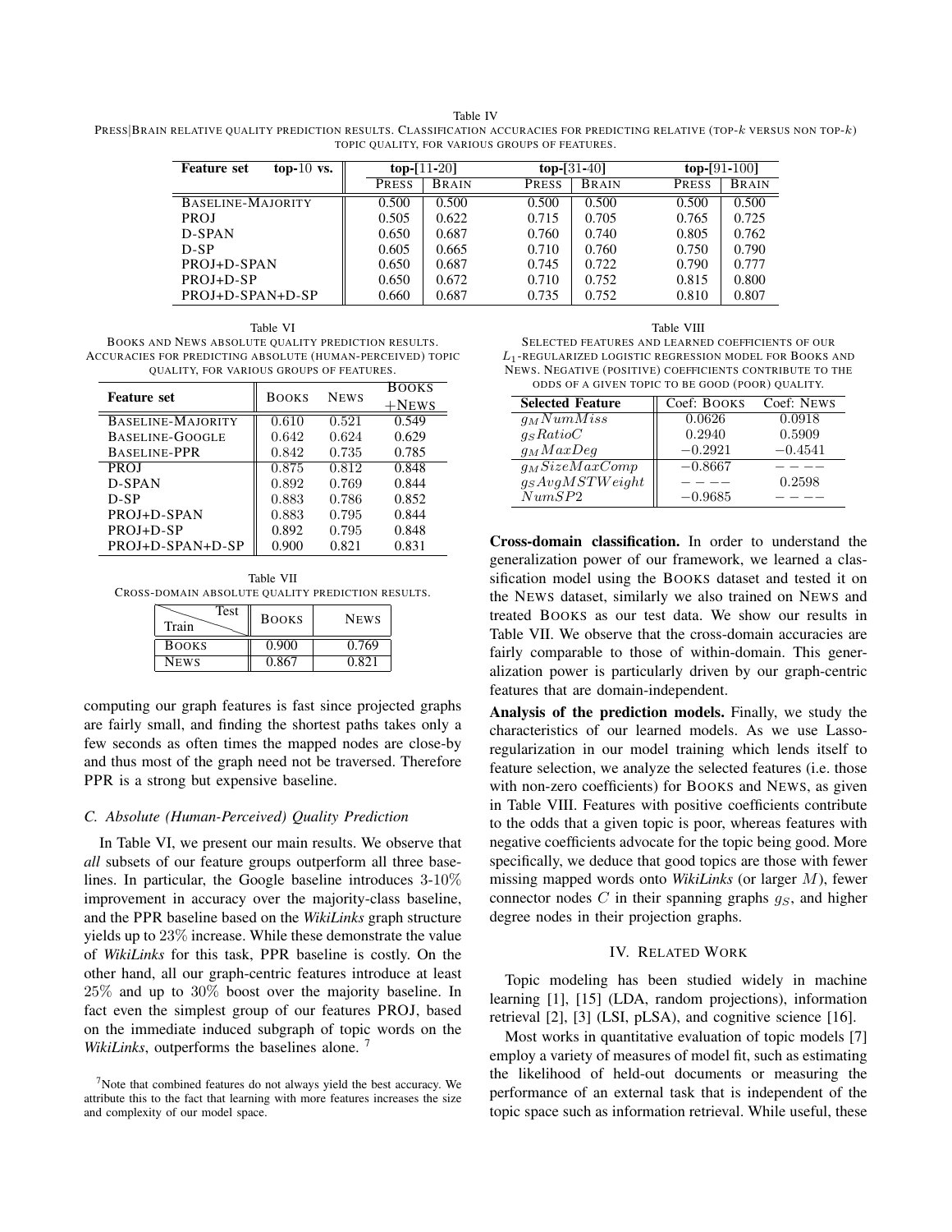Table IV

PRESS|BRAIN RELATIVE QUALITY PREDICTION RESULTS. CLASSIFICATION ACCURACIES FOR PREDICTING RELATIVE (TOP-$k$ VERSUS NON TOP-$k$) TOPIC QUALITY, FOR VARIOUS GROUPS OF FEATURES.

| **Feature set** **top-10 vs.** | **top-[11-20]** | | **top-[31-40]** | | **top-[91-100]** | |
|---|---|---|---|---|---|---|
| | PRESS | BRAIN | PRESS | BRAIN | PRESS | BRAIN |
| BASELINE-MAJORITY | 0.500 | 0.500 | 0.500 | 0.500 | 0.500 | 0.500 |
| PROJ | 0.505 | 0.622 | 0.715 | 0.705 | 0.765 | 0.725 |
| D-SPAN | 0.650 | 0.687 | 0.760 | 0.740 | 0.805 | 0.762 |
| D-SP | 0.605 | 0.665 | 0.710 | 0.760 | 0.750 | 0.790 |
| PROJ+D-SPAN | 0.650 | 0.687 | 0.745 | 0.722 | 0.790 | 0.777 |
| PROJ+D-SP | 0.650 | 0.672 | 0.710 | 0.752 | 0.815 | 0.800 |
| PROJ+D-SPAN+D-SP | 0.660 | 0.687 | 0.735 | 0.752 | 0.810 | 0.807 |

Table VI

BOOKS AND NEWS ABSOLUTE QUALITY PREDICTION RESULTS. ACCURACIES FOR PREDICTING ABSOLUTE (HUMAN-PERCEIVED) TOPIC QUALITY, FOR VARIOUS GROUPS OF FEATURES.

| **Feature set** | BOOKS | NEWS | BOOKS +NEWS |
|---|---|---|---|
| BASELINE-MAJORITY | 0.610 | 0.521 | 0.549 |
| BASELINE-GOOGLE | 0.642 | 0.624 | 0.629 |
| BASELINE-PPR | 0.842 | 0.735 | 0.785 |
| PROJ | 0.875 | 0.812 | 0.848 |
| D-SPAN | 0.892 | 0.769 | 0.844 |
| D-SP | 0.883 | 0.786 | 0.852 |
| PROJ+D-SPAN | 0.883 | 0.795 | 0.844 |
| PROJ+D-SP | 0.892 | 0.795 | 0.848 |
| PROJ+D-SPAN+D-SP | 0.900 | 0.821 | 0.831 |

Table VII

CROSS-DOMAIN ABSOLUTE QUALITY PREDICTION RESULTS.

| Train \ Test | BOOKS | NEWS |
|---|---|---|
| BOOKS | 0.900 | 0.769 |
| NEWS | 0.867 | 0.821 |

computing our graph features is fast since projected graphs are fairly small, and finding the shortest paths takes only a few seconds as often times the mapped nodes are close-by and thus most of the graph need not be traversed. Therefore PPR is a strong but expensive baseline.

### C. Absolute (Human-Perceived) Quality Prediction

In Table VI, we present our main results. We observe that *all* subsets of our feature groups outperform all three baselines. In particular, the Google baseline introduces 3-10% improvement in accuracy over the majority-class baseline, and the PPR baseline based on the *WikiLinks* graph structure yields up to 23% increase. While these demonstrate the value of *WikiLinks* for this task, PPR baseline is costly. On the other hand, all our graph-centric features introduce at least 25% and up to 30% boost over the majority baseline. In fact even the simplest group of our features PROJ, based on the immediate induced subgraph of topic words on the *WikiLinks*, outperforms the baselines alone. [7]

[7]Note that combined features do not always yield the best accuracy. We attribute this to the fact that learning with more features increases the size and complexity of our model space.

Table VIII

SELECTED FEATURES AND LEARNED COEFFICIENTS OF OUR $L_1$-REGULARIZED LOGISTIC REGRESSION MODEL FOR BOOKS AND NEWS. NEGATIVE (POSITIVE) COEFFICIENTS CONTRIBUTE TO THE ODDS OF A GIVEN TOPIC TO BE GOOD (POOR) QUALITY.

| **Selected Feature** | Coef: BOOKS | Coef: NEWS |
|---|---|---|
| $g_M NumMiss$ | 0.0626 | 0.0918 |
| $g_S RatioC$ | 0.2940 | 0.5909 |
| $g_M MaxDeg$ | $-0.2921$ | $-0.4541$ |
| $g_M SizeMaxComp$ | $-0.8667$ | $----$ |
| $g_S AvgMSTWeight$ | $----$ | 0.2598 |
| $NumSP2$ | $-0.9685$ | $----$ |

**Cross-domain classification.** In order to understand the generalization power of our framework, we learned a classification model using the BOOKS dataset and tested it on the NEWS dataset, similarly we also trained on NEWS and treated BOOKS as our test data. We show our results in Table VII. We observe that the cross-domain accuracies are fairly comparable to those of within-domain. This generalization power is particularly driven by our graph-centric features that are domain-independent.

**Analysis of the prediction models.** Finally, we study the characteristics of our learned models. As we use Lasso-regularization in our model training which lends itself to feature selection, we analyze the selected features (i.e. those with non-zero coefficients) for BOOKS and NEWS, as given in Table VIII. Features with positive coefficients contribute to the odds that a given topic is poor, whereas features with negative coefficients advocate for the topic being good. More specifically, we deduce that good topics are those with fewer missing mapped words onto *WikiLinks* (or larger $M$), fewer connector nodes $C$ in their spanning graphs $g_S$, and higher degree nodes in their projection graphs.

## IV. RELATED WORK

Topic modeling has been studied widely in machine learning [1], [15] (LDA, random projections), information retrieval [2], [3] (LSI, pLSA), and cognitive science [16].

Most works in quantitative evaluation of topic models [7] employ a variety of measures of model fit, such as estimating the likelihood of held-out documents or measuring the performance of an external task that is independent of the topic space such as information retrieval. While useful, these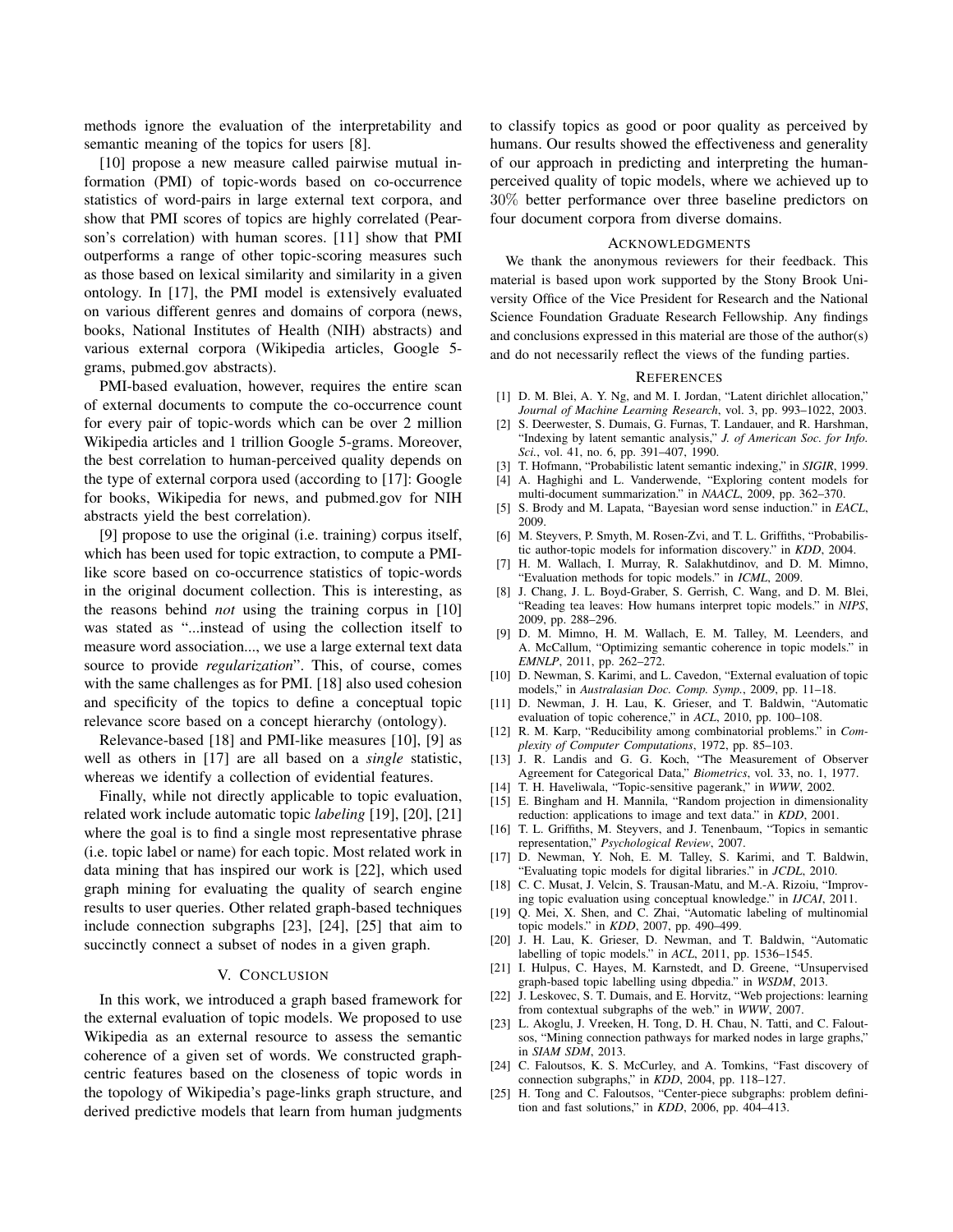methods ignore the evaluation of the interpretability and semantic meaning of the topics for users [8].

[10] propose a new measure called pairwise mutual information (PMI) of topic-words based on co-occurrence statistics of word-pairs in large external text corpora, and show that PMI scores of topics are highly correlated (Pearson's correlation) with human scores. [11] show that PMI outperforms a range of other topic-scoring measures such as those based on lexical similarity and similarity in a given ontology. In [17], the PMI model is extensively evaluated on various different genres and domains of corpora (news, books, National Institutes of Health (NIH) abstracts) and various external corpora (Wikipedia articles, Google 5-grams, pubmed.gov abstracts).

PMI-based evaluation, however, requires the entire scan of external documents to compute the co-occurrence count for every pair of topic-words which can be over 2 million Wikipedia articles and 1 trillion Google 5-grams. Moreover, the best correlation to human-perceived quality depends on the type of external corpora used (according to [17]: Google for books, Wikipedia for news, and pubmed.gov for NIH abstracts yield the best correlation).

[9] propose to use the original (i.e. training) corpus itself, which has been used for topic extraction, to compute a PMI-like score based on co-occurrence statistics of topic-words in the original document collection. This is interesting, as the reasons behind *not* using the training corpus in [10] was stated as "...instead of using the collection itself to measure word association..., we use a large external text data source to provide *regularization*". This, of course, comes with the same challenges as for PMI. [18] also used cohesion and specificity of the topics to define a conceptual topic relevance score based on a concept hierarchy (ontology).

Relevance-based [18] and PMI-like measures [10], [9] as well as others in [17] are all based on a *single* statistic, whereas we identify a collection of evidential features.

Finally, while not directly applicable to topic evaluation, related work include automatic topic *labeling* [19], [20], [21] where the goal is to find a single most representative phrase (i.e. topic label or name) for each topic. Most related work in data mining that has inspired our work is [22], which used graph mining for evaluating the quality of search engine results to user queries. Other related graph-based techniques include connection subgraphs [23], [24], [25] that aim to succinctly connect a subset of nodes in a given graph.

## V. Conclusion

In this work, we introduced a graph based framework for the external evaluation of topic models. We proposed to use Wikipedia as an external resource to assess the semantic coherence of a given set of words. We constructed graph-centric features based on the closeness of topic words in the topology of Wikipedia's page-links graph structure, and derived predictive models that learn from human judgments to classify topics as good or poor quality as perceived by humans. Our results showed the effectiveness and generality of our approach in predicting and interpreting the human-perceived quality of topic models, where we achieved up to $30\%$ better performance over three baseline predictors on four document corpora from diverse domains.

## Acknowledgments

We thank the anonymous reviewers for their feedback. This material is based upon work supported by the Stony Brook University Office of the Vice President for Research and the National Science Foundation Graduate Research Fellowship. Any findings and conclusions expressed in this material are those of the author(s) and do not necessarily reflect the views of the funding parties.

## References

[1] D. M. Blei, A. Y. Ng, and M. I. Jordan, "Latent dirichlet allocation," *Journal of Machine Learning Research*, vol. 3, pp. 993–1022, 2003.

[2] S. Deerwester, S. Dumais, G. Furnas, T. Landauer, and R. Harshman, "Indexing by latent semantic analysis," *J. of American Soc. for Info. Sci.*, vol. 41, no. 6, pp. 391–407, 1990.

[3] T. Hofmann, "Probabilistic latent semantic indexing," in *SIGIR*, 1999.

[4] A. Haghighi and L. Vanderwende, "Exploring content models for multi-document summarization." in *NAACL*, 2009, pp. 362–370.

[5] S. Brody and M. Lapata, "Bayesian word sense induction." in *EACL*, 2009.

[6] M. Steyvers, P. Smyth, M. Rosen-Zvi, and T. L. Griffiths, "Probabilistic author-topic models for information discovery." in *KDD*, 2004.

[7] H. M. Wallach, I. Murray, R. Salakhutdinov, and D. M. Mimno, "Evaluation methods for topic models." in *ICML*, 2009.

[8] J. Chang, J. L. Boyd-Graber, S. Gerrish, C. Wang, and D. M. Blei, "Reading tea leaves: How humans interpret topic models." in *NIPS*, 2009, pp. 288–296.

[9] D. M. Mimno, H. M. Wallach, E. M. Talley, M. Leenders, and A. McCallum, "Optimizing semantic coherence in topic models." in *EMNLP*, 2011, pp. 262–272.

[10] D. Newman, S. Karimi, and L. Cavedon, "External evaluation of topic models," in *Australasian Doc. Comp. Symp.*, 2009, pp. 11–18.

[11] D. Newman, J. H. Lau, K. Grieser, and T. Baldwin, "Automatic evaluation of topic coherence," in *ACL*, 2010, pp. 100–108.

[12] R. M. Karp, "Reducibility among combinatorial problems." in *Complexity of Computer Computations*, 1972, pp. 85–103.

[13] J. R. Landis and G. G. Koch, "The Measurement of Observer Agreement for Categorical Data," *Biometrics*, vol. 33, no. 1, 1977.

[14] T. H. Haveliwala, "Topic-sensitive pagerank," in *WWW*, 2002.

[15] E. Bingham and H. Mannila, "Random projection in dimensionality reduction: applications to image and text data." in *KDD*, 2001.

[16] T. L. Griffiths, M. Steyvers, and J. Tenenbaum, "Topics in semantic representation," *Psychological Review*, 2007.

[17] D. Newman, Y. Noh, E. M. Talley, S. Karimi, and T. Baldwin, "Evaluating topic models for digital libraries." in *JCDL*, 2010.

[18] C. C. Musat, J. Velcin, S. Trausan-Matu, and M.-A. Rizoiu, "Improving topic evaluation using conceptual knowledge." in *IJCAI*, 2011.

[19] Q. Mei, X. Shen, and C. Zhai, "Automatic labeling of multinomial topic models." in *KDD*, 2007, pp. 490–499.

[20] J. H. Lau, K. Grieser, D. Newman, and T. Baldwin, "Automatic labelling of topic models." in *ACL*, 2011, pp. 1536–1545.

[21] I. Hulpus, C. Hayes, M. Karnstedt, and D. Greene, "Unsupervised graph-based topic labelling using dbpedia." in *WSDM*, 2013.

[22] J. Leskovec, S. T. Dumais, and E. Horvitz, "Web projections: learning from contextual subgraphs of the web." in *WWW*, 2007.

[23] L. Akoglu, J. Vreeken, H. Tong, D. H. Chau, N. Tatti, and C. Faloutsos, "Mining connection pathways for marked nodes in large graphs," in *SIAM SDM*, 2013.

[24] C. Faloutsos, K. S. McCurley, and A. Tomkins, "Fast discovery of connection subgraphs," in *KDD*, 2004, pp. 118–127.

[25] H. Tong and C. Faloutsos, "Center-piece subgraphs: problem definition and fast solutions," in *KDD*, 2006, pp. 404–413.